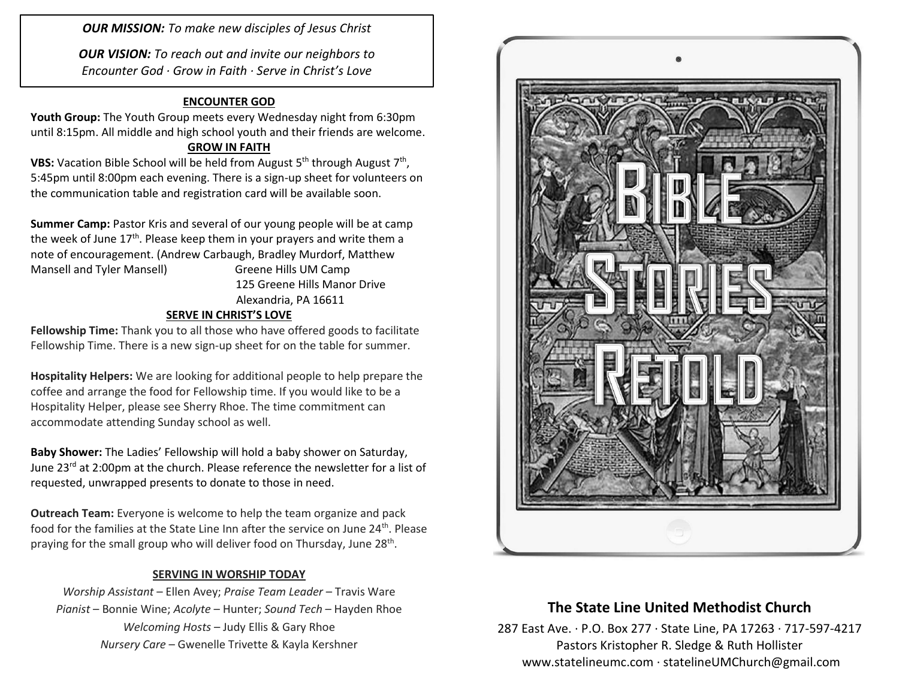***OUR MISSION:*** *To make new disciples of Jesus Christ*

***OUR VISION:*** *To reach out and invite our neighbors to Encounter God · Grow in Faith · Serve in Christ's Love*

## ENCOUNTER GOD

**Youth Group:** The Youth Group meets every Wednesday night from 6:30pm until 8:15pm. All middle and high school youth and their friends are welcome.

## GROW IN FAITH

**VBS:** Vacation Bible School will be held from August 5th through August 7th, 5:45pm until 8:00pm each evening. There is a sign-up sheet for volunteers on the communication table and registration card will be available soon.

**Summer Camp:** Pastor Kris and several of our young people will be at camp the week of June 17th. Please keep them in your prayers and write them a note of encouragement. (Andrew Carbaugh, Bradley Murdorf, Matthew Mansell and Tyler Mansell)

Greene Hills UM Camp
125 Greene Hills Manor Drive
Alexandria, PA 16611

## SERVE IN CHRIST'S LOVE

**Fellowship Time:** Thank you to all those who have offered goods to facilitate Fellowship Time. There is a new sign-up sheet for on the table for summer.

**Hospitality Helpers:** We are looking for additional people to help prepare the coffee and arrange the food for Fellowship time. If you would like to be a Hospitality Helper, please see Sherry Rhoe. The time commitment can accommodate attending Sunday school as well.

**Baby Shower:** The Ladies' Fellowship will hold a baby shower on Saturday, June 23rd at 2:00pm at the church. Please reference the newsletter for a list of requested, unwrapped presents to donate to those in need.

**Outreach Team:** Everyone is welcome to help the team organize and pack food for the families at the State Line Inn after the service on June 24th. Please praying for the small group who will deliver food on Thursday, June 28th.

## SERVING IN WORSHIP TODAY

*Worship Assistant* – Ellen Avey; *Praise Team Leader* – Travis Ware
*Pianist* – Bonnie Wine; *Acolyte* – Hunter; *Sound Tech* – Hayden Rhoe
*Welcoming Hosts* – Judy Ellis & Gary Rhoe
*Nursery Care* – Gwenelle Trivette & Kayla Kershner

# BIBLE STORIES RETOLD

## The State Line United Methodist Church

287 East Ave. · P.O. Box 277 · State Line, PA 17263 · 717-597-4217
Pastors Kristopher R. Sledge & Ruth Hollister
www.statelineumc.com · statelineUMChurch@gmail.com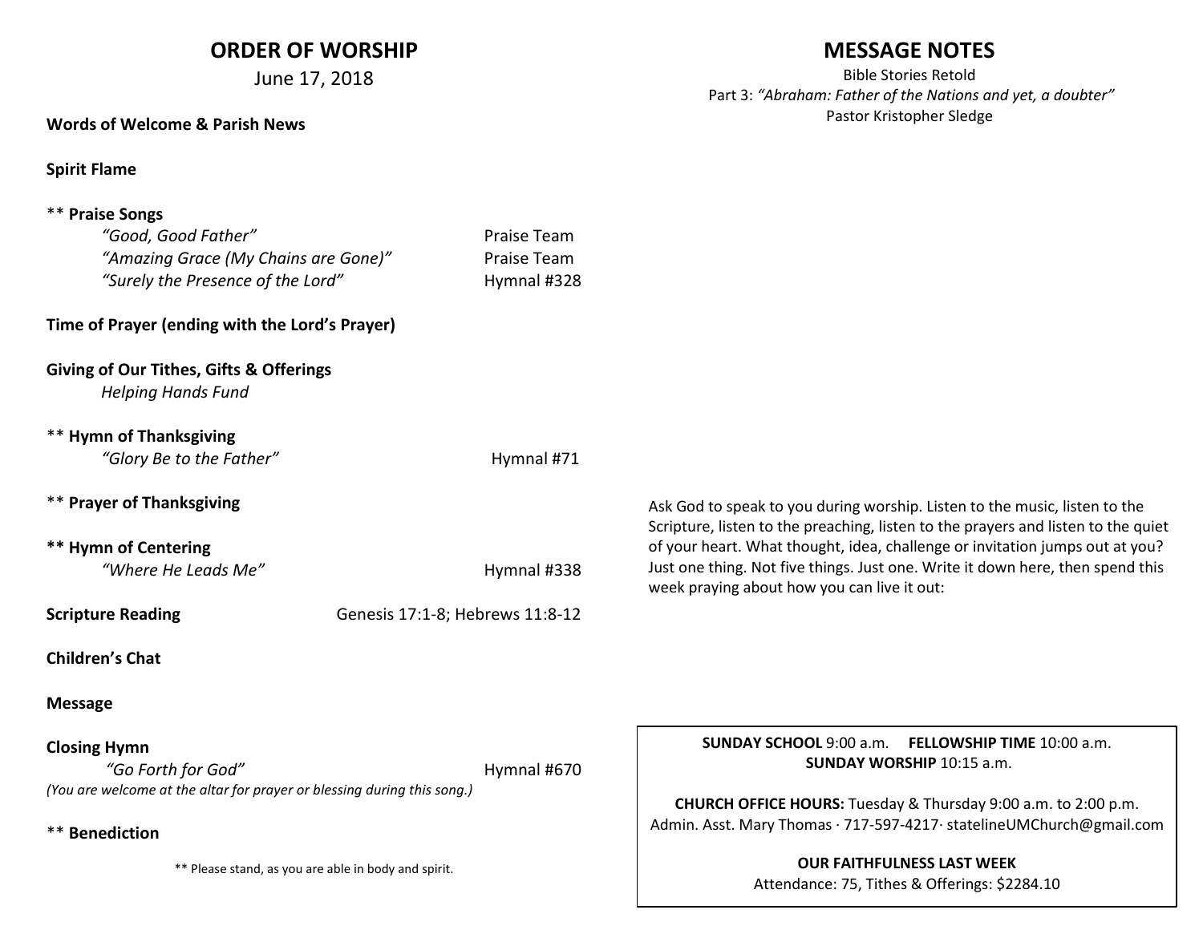## ORDER OF WORSHIP

June 17, 2018

**Words of Welcome & Parish News**

**Spirit Flame**

** **Praise Songs**

| | |
|---|---|
| *"Good, Good Father"* | Praise Team |
| *"Amazing Grace (My Chains are Gone)"* | Praise Team |
| *"Surely the Presence of the Lord"* | Hymnal #328 |

**Time of Prayer (ending with the Lord's Prayer)**

**Giving of Our Tithes, Gifts & Offerings**

*Helping Hands Fund*

** **Hymn of Thanksgiving**

*"Glory Be to the Father"* — Hymnal #71

** **Prayer of Thanksgiving**

**** Hymn of Centering**

*"Where He Leads Me"* — Hymnal #338

**Scripture Reading** — Genesis 17:1-8; Hebrews 11:8-12

**Children's Chat**

**Message**

**Closing Hymn**

*"Go Forth for God"* — Hymnal #670

*(You are welcome at the altar for prayer or blessing during this song.)*

** **Benediction**

** Please stand, as you are able in body and spirit.

## MESSAGE NOTES

Bible Stories Retold

Part 3: *"Abraham: Father of the Nations and yet, a doubter"*

Pastor Kristopher Sledge

Ask God to speak to you during worship. Listen to the music, listen to the Scripture, listen to the preaching, listen to the prayers and listen to the quiet of your heart. What thought, idea, challenge or invitation jumps out at you? Just one thing. Not five things. Just one. Write it down here, then spend this week praying about how you can live it out:

**SUNDAY SCHOOL** 9:00 a.m. **FELLOWSHIP TIME** 10:00 a.m.
**SUNDAY WORSHIP** 10:15 a.m.

**CHURCH OFFICE HOURS:** Tuesday & Thursday 9:00 a.m. to 2:00 p.m.
Admin. Asst. Mary Thomas · 717-597-4217· statelineUMChurch@gmail.com

**OUR FAITHFULNESS LAST WEEK**

Attendance: 75, Tithes & Offerings: $2284.10